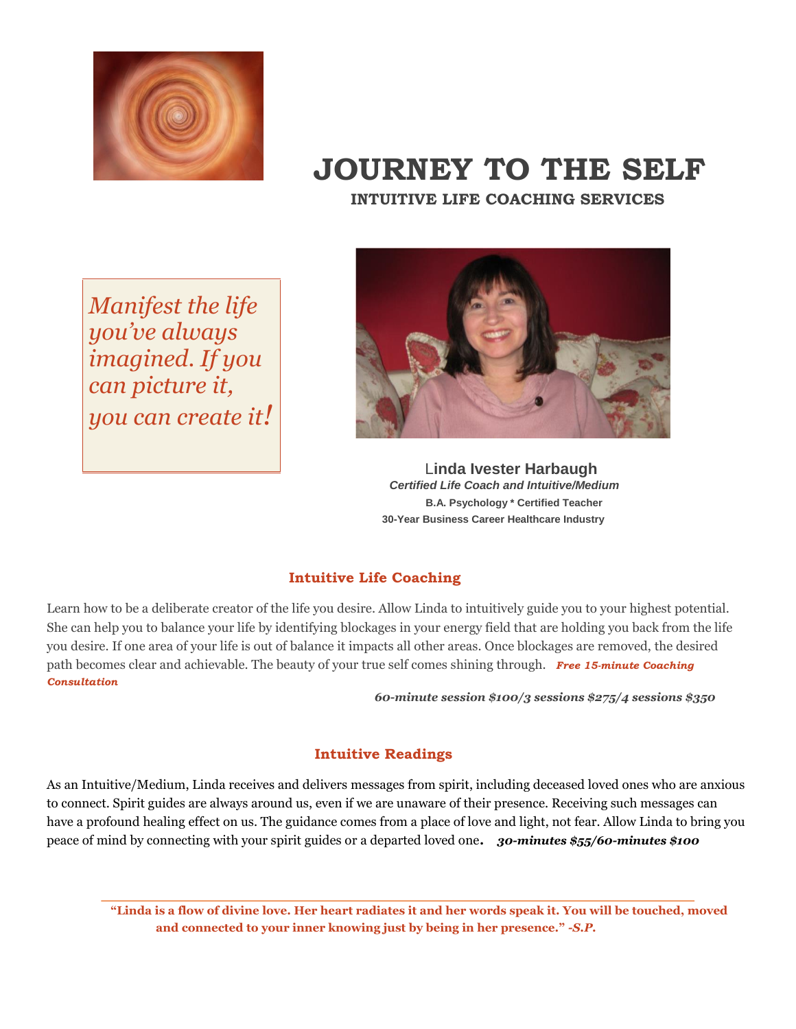# JOURNEY TO THE SELF

## INTUITIVE LIFE COACHING SERVICES

*Manifest the life you've always imagined. If you can picture it, you can create it!*

**Linda Ivester Harbaugh**

***Certified Life Coach and Intuitive/Medium***

**B.A. Psychology * Certified Teacher**

**30-Year Business Career Healthcare Industry**

### Intuitive Life Coaching

Learn how to be a deliberate creator of the life you desire. Allow Linda to intuitively guide you to your highest potential. She can help you to balance your life by identifying blockages in your energy field that are holding you back from the life you desire. If one area of your life is out of balance it impacts all other areas. Once blockages are removed, the desired path becomes clear and achievable. The beauty of your true self comes shining through. ***Free 15-minute Coaching Consultation***

***60-minute session $100/3 sessions $275/4 sessions $350***

### Intuitive Readings

As an Intuitive/Medium, Linda receives and delivers messages from spirit, including deceased loved ones who are anxious to connect. Spirit guides are always around us, even if we are unaware of their presence. Receiving such messages can have a profound healing effect on us. The guidance comes from a place of love and light, not fear. Allow Linda to bring you peace of mind by connecting with your spirit guides or a departed loved one. ***30-minutes $55/60-minutes $100***

---

**"Linda is a flow of divine love. Her heart radiates it and her words speak it. You will be touched, moved and connected to your inner knowing just by being in her presence." *-S.P.***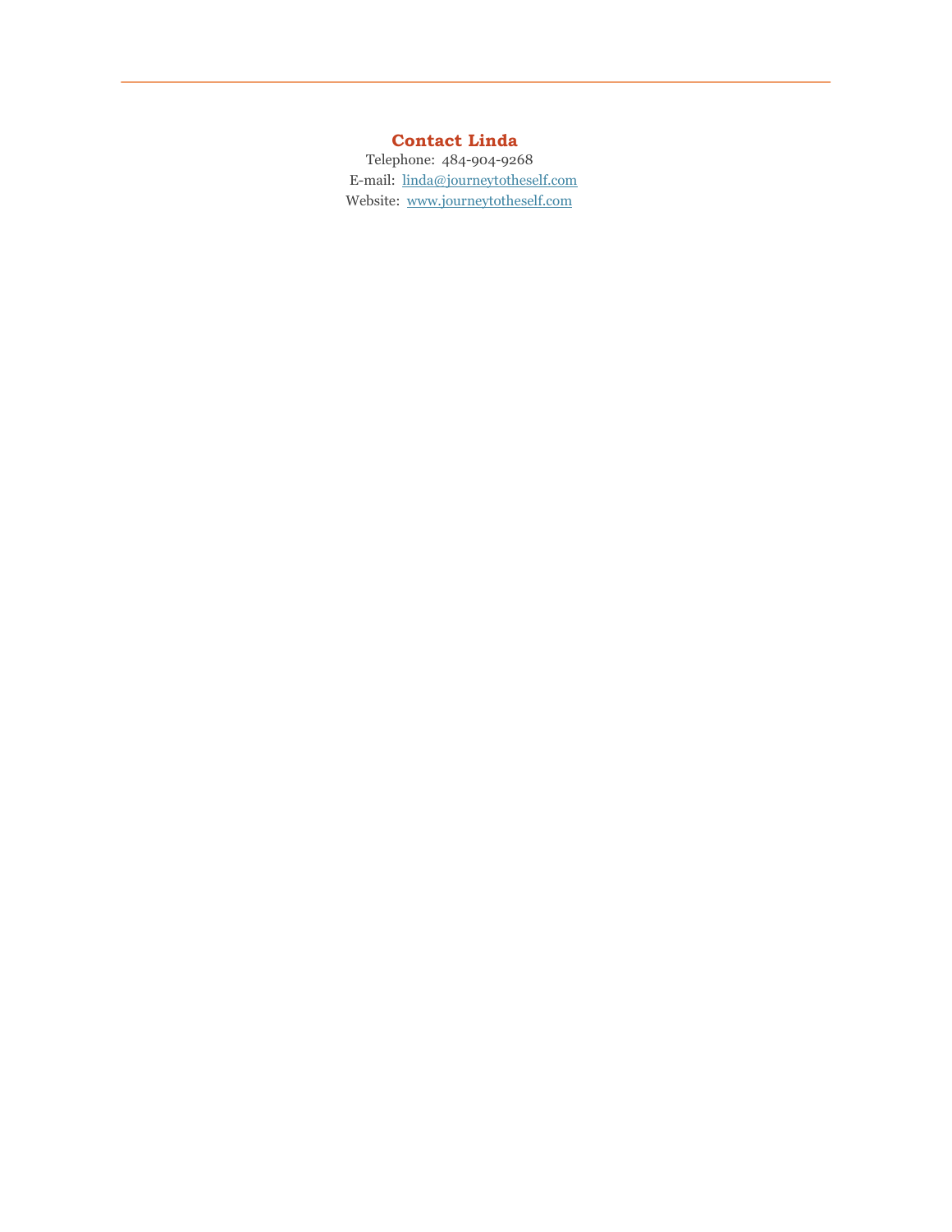## Contact Linda

Telephone: 484-904-9268

E-mail: [linda@journeytotheself.com](mailto:linda@journeytotheself.com)

Website: [www.journeytotheself.com](http://www.journeytotheself.com)